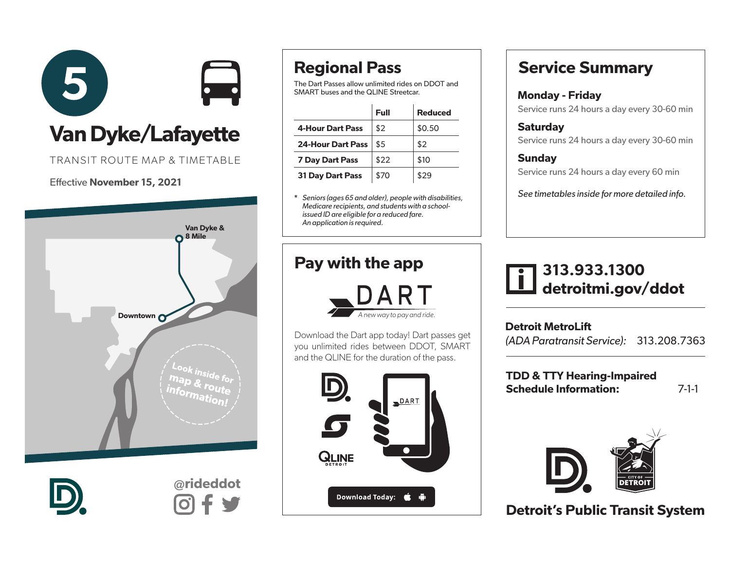# 5

# Van Dyke/Lafayette

TRANSIT ROUTE MAP & TIMETABLE

Effective **November 15, 2021**

Van Dyke & 8 Mile

Downtown

Look inside for map & route information!

@rideddot

## Regional Pass

The Dart Passes allow unlimited rides on DDOT and SMART buses and the QLINE Streetcar.

| | Full | Reduced |
|---|---|---|
| **4-Hour Dart Pass** | $2 | $0.50 |
| **24-Hour Dart Pass** | $5 | $2 |
| **7 Day Dart Pass** | $22 | $10 |
| **31 Day Dart Pass** | $70 | $29 |

\* *Seniors (ages 65 and older), people with disabilities, Medicare recipients, and students with a school-issued ID are eligible for a reduced fare. An application is required.*

## Pay with the app

DART

*A new way to pay and ride.*

Download the Dart app today! Dart passes get you unlimited rides between DDOT, SMART and the QLINE for the duration of the pass.

QLINE DETROIT

**Download Today:**

## Service Summary

### Monday - Friday

Service runs 24 hours a day every 30-60 min

### Saturday

Service runs 24 hours a day every 30-60 min

### Sunday

Service runs 24 hours a day every 60 min

*See timetables inside for more detailed info.*

**313.933.1300**
**detroitmi.gov/ddot**

**Detroit MetroLift**
*(ADA Paratransit Service):* 313.208.7363

**TDD & TTY Hearing-Impaired Schedule Information:** 7-1-1

CITY OF DETROIT

**Detroit's Public Transit System**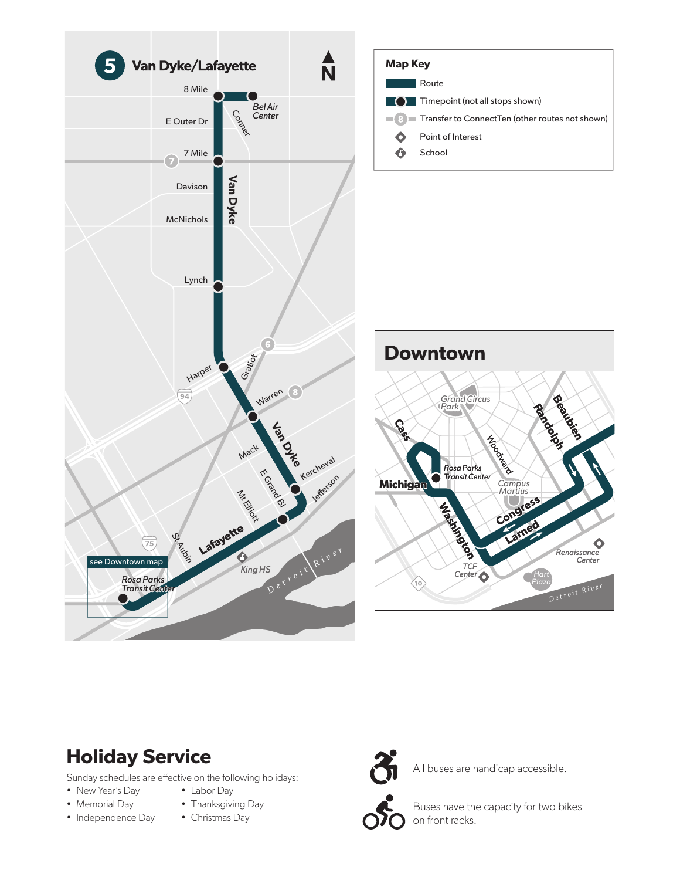# 5 Van Dyke/Lafayette

8 Mile

Bel Air Center

Conner

E Outer Dr

7 Mile

Davison

McNichols

Van Dyke

Lynch

Harper

Gratiot

Warren

Mack

E Grand Bl

Mt Elliott

Kercheval

Jefferson

St Aubin

Lafayette

King HS

Detroit River

see Downtown map

Rosa Parks Transit Center

## Map Key

- Route
- Timepoint (not all stops shown)
- Transfer to ConnectTen (other routes not shown)
- Point of Interest
- School

## Downtown

Grand Circus Park

Cass

Beaubien

Randolph

Woodward

Rosa Parks Transit Center

Michigan

Campus Martius

Washington

Congress

Larned

Renaissance Center

TCF Center

Hart Plaza

Detroit River

# Holiday Service

Sunday schedules are effective on the following holidays:

- New Year's Day
- Memorial Day
- Independence Day
- Labor Day
- Thanksgiving Day
- Christmas Day

All buses are handicap accessible.

Buses have the capacity for two bikes on front racks.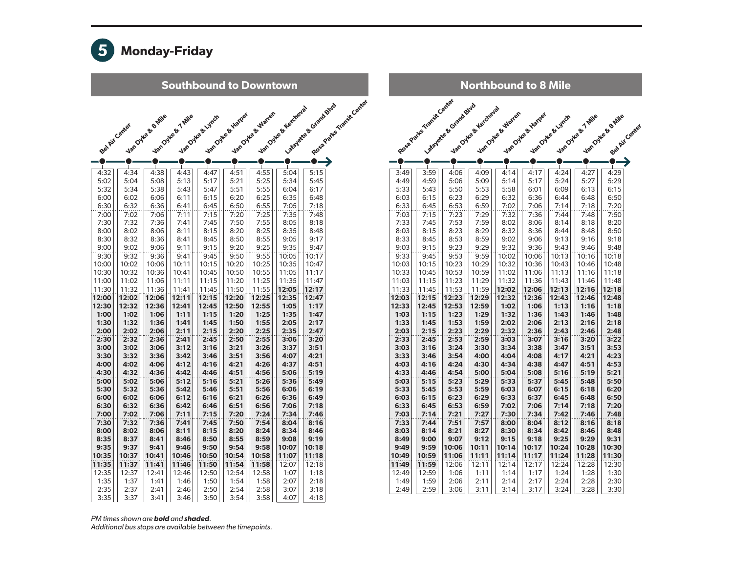# 5 Monday-Friday

## Southbound to Downtown

| Bel Air Center | Van Dyke & 8 Mile | Van Dyke & 7 Mile | Van Dyke & Lynch | Van Dyke & Harper | Van Dyke & Warren | Van Dyke & Kercheval | Lafayette & Grand Blvd | Rosa Parks Transit Center |
|---|---|---|---|---|---|---|---|---|
| 4:32 | 4:34 | 4:38 | 4:43 | 4:47 | 4:51 | 4:55 | 5:04 | 5:15 |
| 5:02 | 5:04 | 5:08 | 5:13 | 5:17 | 5:21 | 5:25 | 5:34 | 5:45 |
| 5:32 | 5:34 | 5:38 | 5:43 | 5:47 | 5:51 | 5:55 | 6:04 | 6:17 |
| 6:00 | 6:02 | 6:06 | 6:11 | 6:15 | 6:20 | 6:25 | 6:35 | 6:48 |
| 6:30 | 6:32 | 6:36 | 6:41 | 6:45 | 6:50 | 6:55 | 7:05 | 7:18 |
| 7:00 | 7:02 | 7:06 | 7:11 | 7:15 | 7:20 | 7:25 | 7:35 | 7:48 |
| 7:30 | 7:32 | 7:36 | 7:41 | 7:45 | 7:50 | 7:55 | 8:05 | 8:18 |
| 8:00 | 8:02 | 8:06 | 8:11 | 8:15 | 8:20 | 8:25 | 8:35 | 8:48 |
| 8:30 | 8:32 | 8:36 | 8:41 | 8:45 | 8:50 | 8:55 | 9:05 | 9:17 |
| 9:00 | 9:02 | 9:06 | 9:11 | 9:15 | 9:20 | 9:25 | 9:35 | 9:47 |
| 9:30 | 9:32 | 9:36 | 9:41 | 9:45 | 9:50 | 9:55 | 10:05 | 10:17 |
| 10:00 | 10:02 | 10:06 | 10:11 | 10:15 | 10:20 | 10:25 | 10:35 | 10:47 |
| 10:30 | 10:32 | 10:36 | 10:41 | 10:45 | 10:50 | 10:55 | 11:05 | 11:17 |
| 11:00 | 11:02 | 11:06 | 11:11 | 11:15 | 11:20 | 11:25 | 11:35 | 11:47 |
| 11:30 | 11:32 | 11:36 | 11:41 | 11:45 | 11:50 | 11:55 | **12:05** | **12:17** |
| **12:00** | **12:02** | **12:06** | **12:11** | **12:15** | **12:20** | **12:25** | **12:35** | **12:47** |
| **12:30** | **12:32** | **12:36** | **12:41** | **12:45** | **12:50** | **12:55** | **1:05** | **1:17** |
| **1:00** | **1:02** | **1:06** | **1:11** | **1:15** | **1:20** | **1:25** | **1:35** | **1:47** |
| **1:30** | **1:32** | **1:36** | **1:41** | **1:45** | **1:50** | **1:55** | **2:05** | **2:17** |
| **2:00** | **2:02** | **2:06** | **2:11** | **2:15** | **2:20** | **2:25** | **2:35** | **2:47** |
| **2:30** | **2:32** | **2:36** | **2:41** | **2:45** | **2:50** | **2:55** | **3:06** | **3:20** |
| **3:00** | **3:02** | **3:06** | **3:12** | **3:16** | **3:21** | **3:26** | **3:37** | **3:51** |
| **3:30** | **3:32** | **3:36** | **3:42** | **3:46** | **3:51** | **3:56** | **4:07** | **4:21** |
| **4:00** | **4:02** | **4:06** | **4:12** | **4:16** | **4:21** | **4:26** | **4:37** | **4:51** |
| **4:30** | **4:32** | **4:36** | **4:42** | **4:46** | **4:51** | **4:56** | **5:06** | **5:19** |
| **5:00** | **5:02** | **5:06** | **5:12** | **5:16** | **5:21** | **5:26** | **5:36** | **5:49** |
| **5:30** | **5:32** | **5:36** | **5:42** | **5:46** | **5:51** | **5:56** | **6:06** | **6:19** |
| **6:00** | **6:02** | **6:06** | **6:12** | **6:16** | **6:21** | **6:26** | **6:36** | **6:49** |
| **6:30** | **6:32** | **6:36** | **6:42** | **6:46** | **6:51** | **6:56** | **7:06** | **7:18** |
| **7:00** | **7:02** | **7:06** | **7:11** | **7:15** | **7:20** | **7:24** | **7:34** | **7:46** |
| **7:30** | **7:32** | **7:36** | **7:41** | **7:45** | **7:50** | **7:54** | **8:04** | **8:16** |
| **8:00** | **8:02** | **8:06** | **8:11** | **8:15** | **8:20** | **8:24** | **8:34** | **8:46** |
| **8:35** | **8:37** | **8:41** | **8:46** | **8:50** | **8:55** | **8:59** | **9:08** | **9:19** |
| **9:35** | **9:37** | **9:41** | **9:46** | **9:50** | **9:54** | **9:58** | **10:07** | **10:18** |
| **10:35** | **10:37** | **10:41** | **10:46** | **10:50** | **10:54** | **10:58** | **11:07** | **11:18** |
| **11:35** | **11:37** | **11:41** | **11:46** | **11:50** | **11:54** | **11:58** | 12:07 | 12:18 |
| 12:35 | 12:37 | 12:41 | 12:46 | 12:50 | 12:54 | 12:58 | 1:07 | 1:18 |
| 1:35 | 1:37 | 1:41 | 1:46 | 1:50 | 1:54 | 1:58 | 2:07 | 2:18 |
| 2:35 | 2:37 | 2:41 | 2:46 | 2:50 | 2:54 | 2:58 | 3:07 | 3:18 |
| 3:35 | 3:37 | 3:41 | 3:46 | 3:50 | 3:54 | 3:58 | 4:07 | 4:18 |

## Northbound to 8 Mile

| Rosa Parks Transit Center | Lafayette & Grand Blvd | Van Dyke & Kercheval | Van Dyke & Warren | Van Dyke & Harper | Van Dyke & Lynch | Van Dyke & 7 Mile | Van Dyke & 8 Mile | Bel Air Center |
|---|---|---|---|---|---|---|---|---|
| 3:49 | 3:59 | 4:06 | 4:09 | 4:14 | 4:17 | 4:24 | 4:27 | 4:29 |
| 4:49 | 4:59 | 5:06 | 5:09 | 5:14 | 5:17 | 5:24 | 5:27 | 5:29 |
| 5:33 | 5:43 | 5:50 | 5:53 | 5:58 | 6:01 | 6:09 | 6:13 | 6:15 |
| 6:03 | 6:15 | 6:23 | 6:29 | 6:32 | 6:36 | 6:44 | 6:48 | 6:50 |
| 6:33 | 6:45 | 6:53 | 6:59 | 7:02 | 7:06 | 7:14 | 7:18 | 7:20 |
| 7:03 | 7:15 | 7:23 | 7:29 | 7:32 | 7:36 | 7:44 | 7:48 | 7:50 |
| 7:33 | 7:45 | 7:53 | 7:59 | 8:02 | 8:06 | 8:14 | 8:18 | 8:20 |
| 8:03 | 8:15 | 8:23 | 8:29 | 8:32 | 8:36 | 8:44 | 8:48 | 8:50 |
| 8:33 | 8:45 | 8:53 | 8:59 | 9:02 | 9:06 | 9:13 | 9:16 | 9:18 |
| 9:03 | 9:15 | 9:23 | 9:29 | 9:32 | 9:36 | 9:43 | 9:46 | 9:48 |
| 9:33 | 9:45 | 9:53 | 9:59 | 10:02 | 10:06 | 10:13 | 10:16 | 10:18 |
| 10:03 | 10:15 | 10:23 | 10:29 | 10:32 | 10:36 | 10:43 | 10:46 | 10:48 |
| 10:33 | 10:45 | 10:53 | 10:59 | 11:02 | 11:06 | 11:13 | 11:16 | 11:18 |
| 11:03 | 11:15 | 11:23 | 11:29 | 11:32 | 11:36 | 11:43 | 11:46 | 11:48 |
| 11:33 | 11:45 | 11:53 | 11:59 | **12:02** | **12:06** | **12:13** | **12:16** | **12:18** |
| **12:03** | **12:15** | **12:23** | **12:29** | **12:32** | **12:36** | **12:43** | **12:46** | **12:48** |
| **12:33** | **12:45** | **12:53** | **12:59** | **1:02** | **1:06** | **1:13** | **1:16** | **1:18** |
| **1:03** | **1:15** | **1:23** | **1:29** | **1:32** | **1:36** | **1:43** | **1:46** | **1:48** |
| **1:33** | **1:45** | **1:53** | **1:59** | **2:02** | **2:06** | **2:13** | **2:16** | **2:18** |
| **2:03** | **2:15** | **2:23** | **2:29** | **2:32** | **2:36** | **2:43** | **2:46** | **2:48** |
| **2:33** | **2:45** | **2:53** | **2:59** | **3:03** | **3:07** | **3:16** | **3:20** | **3:22** |
| **3:03** | **3:16** | **3:24** | **3:30** | **3:34** | **3:38** | **3:47** | **3:51** | **3:53** |
| **3:33** | **3:46** | **3:54** | **4:00** | **4:04** | **4:08** | **4:17** | **4:21** | **4:23** |
| **4:03** | **4:16** | **4:24** | **4:30** | **4:34** | **4:38** | **4:47** | **4:51** | **4:53** |
| **4:33** | **4:46** | **4:54** | **5:00** | **5:04** | **5:08** | **5:16** | **5:19** | **5:21** |
| **5:03** | **5:15** | **5:23** | **5:29** | **5:33** | **5:37** | **5:45** | **5:48** | **5:50** |
| **5:33** | **5:45** | **5:53** | **5:59** | **6:03** | **6:07** | **6:15** | **6:18** | **6:20** |
| **6:03** | **6:15** | **6:23** | **6:29** | **6:33** | **6:37** | **6:45** | **6:48** | **6:50** |
| **6:33** | **6:45** | **6:53** | **6:59** | **7:02** | **7:06** | **7:14** | **7:18** | **7:20** |
| **7:03** | **7:14** | **7:21** | **7:27** | **7:30** | **7:34** | **7:42** | **7:46** | **7:48** |
| **7:33** | **7:44** | **7:51** | **7:57** | **8:00** | **8:04** | **8:12** | **8:16** | **8:18** |
| **8:03** | **8:14** | **8:21** | **8:27** | **8:30** | **8:34** | **8:42** | **8:46** | **8:48** |
| **8:49** | **9:00** | **9:07** | **9:12** | **9:15** | **9:18** | **9:25** | **9:29** | **9:31** |
| **9:49** | **9:59** | **10:06** | **10:11** | **10:14** | **10:17** | **10:24** | **10:28** | **10:30** |
| **10:49** | **10:59** | **11:06** | **11:11** | **11:14** | **11:17** | **11:24** | **11:28** | **11:30** |
| **11:49** | **11:59** | 12:06 | 12:11 | 12:14 | 12:17 | 12:24 | 12:28 | 12:30 |
| 12:49 | 12:59 | 1:06 | 1:11 | 1:14 | 1:17 | 1:24 | 1:28 | 1:30 |
| 1:49 | 1:59 | 2:06 | 2:11 | 2:14 | 2:17 | 2:24 | 2:28 | 2:30 |
| 2:49 | 2:59 | 3:06 | 3:11 | 3:14 | 3:17 | 3:24 | 3:28 | 3:30 |

*PM times shown are **bold** and **shaded**.*
*Additional bus stops are available between the timepoints.*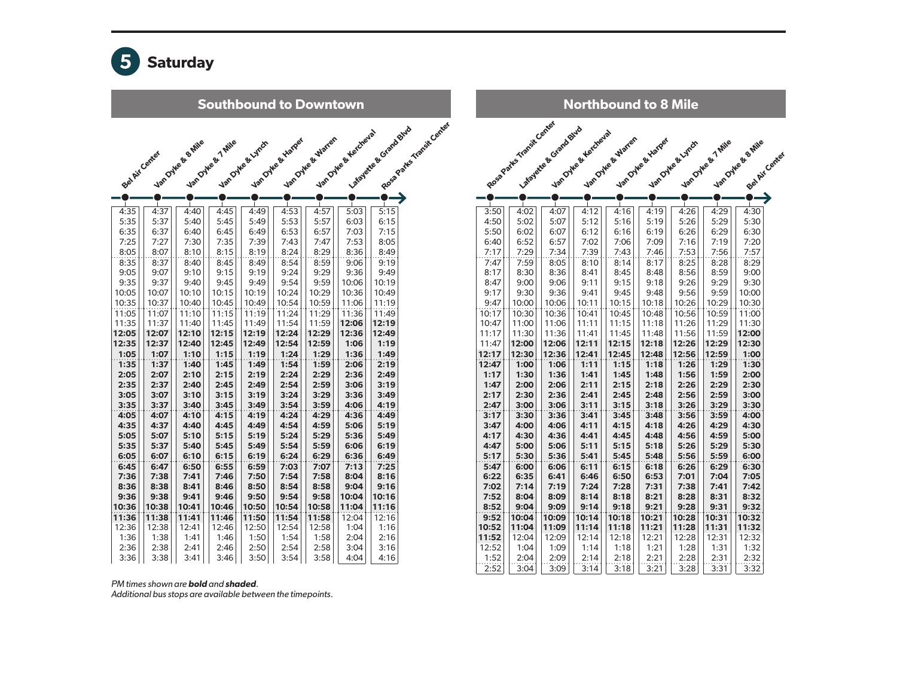# 5 Saturday

## Southbound to Downtown

| Bel Air Center | Van Dyke & 8 Mile | Van Dyke & 7 Mile | Van Dyke & Lynch | Van Dyke & Harper | Van Dyke & Warren | Van Dyke & Kercheval | Lafayette & Grand Blvd | Rosa Parks Transit Center |
|---|---|---|---|---|---|---|---|---|
| 4:35 | 4:37 | 4:40 | 4:45 | 4:49 | 4:53 | 4:57 | 5:03 | 5:15 |
| 5:35 | 5:37 | 5:40 | 5:45 | 5:49 | 5:53 | 5:57 | 6:03 | 6:15 |
| 6:35 | 6:37 | 6:40 | 6:45 | 6:49 | 6:53 | 6:57 | 7:03 | 7:15 |
| 7:25 | 7:27 | 7:30 | 7:35 | 7:39 | 7:43 | 7:47 | 7:53 | 8:05 |
| 8:05 | 8:07 | 8:10 | 8:15 | 8:19 | 8:24 | 8:29 | 8:36 | 8:49 |
| 8:35 | 8:37 | 8:40 | 8:45 | 8:49 | 8:54 | 8:59 | 9:06 | 9:19 |
| 9:05 | 9:07 | 9:10 | 9:15 | 9:19 | 9:24 | 9:29 | 9:36 | 9:49 |
| 9:35 | 9:37 | 9:40 | 9:45 | 9:49 | 9:54 | 9:59 | 10:06 | 10:19 |
| 10:05 | 10:07 | 10:10 | 10:15 | 10:19 | 10:24 | 10:29 | 10:36 | 10:49 |
| 10:35 | 10:37 | 10:40 | 10:45 | 10:49 | 10:54 | 10:59 | 11:06 | 11:19 |
| 11:05 | 11:07 | 11:10 | 11:15 | 11:19 | 11:24 | 11:29 | 11:36 | 11:49 |
| 11:35 | 11:37 | 11:40 | 11:45 | 11:49 | 11:54 | 11:59 | **12:06** | **12:19** |
| **12:05** | **12:07** | **12:10** | **12:15** | **12:19** | **12:24** | **12:29** | **12:36** | **12:49** |
| **12:35** | **12:37** | **12:40** | **12:45** | **12:49** | **12:54** | **12:59** | **1:06** | **1:19** |
| **1:05** | **1:07** | **1:10** | **1:15** | **1:19** | **1:24** | **1:29** | **1:36** | **1:49** |
| **1:35** | **1:37** | **1:40** | **1:45** | **1:49** | **1:54** | **1:59** | **2:06** | **2:19** |
| **2:05** | **2:07** | **2:10** | **2:15** | **2:19** | **2:24** | **2:29** | **2:36** | **2:49** |
| **2:35** | **2:37** | **2:40** | **2:45** | **2:49** | **2:54** | **2:59** | **3:06** | **3:19** |
| **3:05** | **3:07** | **3:10** | **3:15** | **3:19** | **3:24** | **3:29** | **3:36** | **3:49** |
| **3:35** | **3:37** | **3:40** | **3:45** | **3:49** | **3:54** | **3:59** | **4:06** | **4:19** |
| **4:05** | **4:07** | **4:10** | **4:15** | **4:19** | **4:24** | **4:29** | **4:36** | **4:49** |
| **4:35** | **4:37** | **4:40** | **4:45** | **4:49** | **4:54** | **4:59** | **5:06** | **5:19** |
| **5:05** | **5:07** | **5:10** | **5:15** | **5:19** | **5:24** | **5:29** | **5:36** | **5:49** |
| **5:35** | **5:37** | **5:40** | **5:45** | **5:49** | **5:54** | **5:59** | **6:06** | **6:19** |
| **6:05** | **6:07** | **6:10** | **6:15** | **6:19** | **6:24** | **6:29** | **6:36** | **6:49** |
| **6:45** | **6:47** | **6:50** | **6:55** | **6:59** | **7:03** | **7:07** | **7:13** | **7:25** |
| **7:36** | **7:38** | **7:41** | **7:46** | **7:50** | **7:54** | **7:58** | **8:04** | **8:16** |
| **8:36** | **8:38** | **8:41** | **8:46** | **8:50** | **8:54** | **8:58** | **9:04** | **9:16** |
| **9:36** | **9:38** | **9:41** | **9:46** | **9:50** | **9:54** | **9:58** | **10:04** | **10:16** |
| **10:36** | **10:38** | **10:41** | **10:46** | **10:50** | **10:54** | **10:58** | **11:04** | **11:16** |
| **11:36** | **11:38** | **11:41** | **11:46** | **11:50** | **11:54** | **11:58** | 12:04 | 12:16 |
| 12:36 | 12:38 | 12:41 | 12:46 | 12:50 | 12:54 | 12:58 | 1:04 | 1:16 |
| 1:36 | 1:38 | 1:41 | 1:46 | 1:50 | 1:54 | 1:58 | 2:04 | 2:16 |
| 2:36 | 2:38 | 2:41 | 2:46 | 2:50 | 2:54 | 2:58 | 3:04 | 3:16 |
| 3:36 | 3:38 | 3:41 | 3:46 | 3:50 | 3:54 | 3:58 | 4:04 | 4:16 |

## Northbound to 8 Mile

| Rosa Parks Transit Center | Lafayette & Grand Blvd | Van Dyke & Kercheval | Van Dyke & Warren | Van Dyke & Harper | Van Dyke & Lynch | Van Dyke & 7 Mile | Van Dyke & 8 Mile | Bel Air Center |
|---|---|---|---|---|---|---|---|---|
| 3:50 | 4:02 | 4:07 | 4:12 | 4:16 | 4:19 | 4:26 | 4:29 | 4:30 |
| 4:50 | 5:02 | 5:07 | 5:12 | 5:16 | 5:19 | 5:26 | 5:29 | 5:30 |
| 5:50 | 6:02 | 6:07 | 6:12 | 6:16 | 6:19 | 6:26 | 6:29 | 6:30 |
| 6:40 | 6:52 | 6:57 | 7:02 | 7:06 | 7:09 | 7:16 | 7:19 | 7:20 |
| 7:17 | 7:29 | 7:34 | 7:39 | 7:43 | 7:46 | 7:53 | 7:56 | 7:57 |
| 7:47 | 7:59 | 8:05 | 8:10 | 8:14 | 8:17 | 8:25 | 8:28 | 8:29 |
| 8:17 | 8:30 | 8:36 | 8:41 | 8:45 | 8:48 | 8:56 | 8:59 | 9:00 |
| 8:47 | 9:00 | 9:06 | 9:11 | 9:15 | 9:18 | 9:26 | 9:29 | 9:30 |
| 9:17 | 9:30 | 9:36 | 9:41 | 9:45 | 9:48 | 9:56 | 9:59 | 10:00 |
| 9:47 | 10:00 | 10:06 | 10:11 | 10:15 | 10:18 | 10:26 | 10:29 | 10:30 |
| 10:17 | 10:30 | 10:36 | 10:41 | 10:45 | 10:48 | 10:56 | 10:59 | 11:00 |
| 10:47 | 11:00 | 11:06 | 11:11 | 11:15 | 11:18 | 11:26 | 11:29 | 11:30 |
| 11:17 | 11:30 | 11:36 | 11:41 | 11:45 | 11:48 | 11:56 | 11:59 | **12:00** |
| 11:47 | **12:00** | **12:06** | **12:11** | **12:15** | **12:18** | **12:26** | **12:29** | **12:30** |
| **12:17** | **12:30** | **12:36** | **12:41** | **12:45** | **12:48** | **12:56** | **12:59** | **1:00** |
| **12:47** | **1:00** | **1:06** | **1:11** | **1:15** | **1:18** | **1:26** | **1:29** | **1:30** |
| **1:17** | **1:30** | **1:36** | **1:41** | **1:45** | **1:48** | **1:56** | **1:59** | **2:00** |
| **1:47** | **2:00** | **2:06** | **2:11** | **2:15** | **2:18** | **2:26** | **2:29** | **2:30** |
| **2:17** | **2:30** | **2:36** | **2:41** | **2:45** | **2:48** | **2:56** | **2:59** | **3:00** |
| **2:47** | **3:00** | **3:06** | **3:11** | **3:15** | **3:18** | **3:26** | **3:29** | **3:30** |
| **3:17** | **3:30** | **3:36** | **3:41** | **3:45** | **3:48** | **3:56** | **3:59** | **4:00** |
| **3:47** | **4:00** | **4:06** | **4:11** | **4:15** | **4:18** | **4:26** | **4:29** | **4:30** |
| **4:17** | **4:30** | **4:36** | **4:41** | **4:45** | **4:48** | **4:56** | **4:59** | **5:00** |
| **4:47** | **5:00** | **5:06** | **5:11** | **5:15** | **5:18** | **5:26** | **5:29** | **5:30** |
| **5:17** | **5:30** | **5:36** | **5:41** | **5:45** | **5:48** | **5:56** | **5:59** | **6:00** |
| **5:47** | **6:00** | **6:06** | **6:11** | **6:15** | **6:18** | **6:26** | **6:29** | **6:30** |
| **6:22** | **6:35** | **6:41** | **6:46** | **6:50** | **6:53** | **7:01** | **7:04** | **7:05** |
| **7:02** | **7:14** | **7:19** | **7:24** | **7:28** | **7:31** | **7:38** | **7:41** | **7:42** |
| **7:52** | **8:04** | **8:09** | **8:14** | **8:18** | **8:21** | **8:28** | **8:31** | **8:32** |
| **8:52** | **9:04** | **9:09** | **9:14** | **9:18** | **9:21** | **9:28** | **9:31** | **9:32** |
| **9:52** | **10:04** | **10:09** | **10:14** | **10:18** | **10:21** | **10:28** | **10:31** | **10:32** |
| **10:52** | **11:04** | **11:09** | **11:14** | **11:18** | **11:21** | **11:28** | **11:31** | **11:32** |
| **11:52** | 12:04 | 12:09 | 12:14 | 12:18 | 12:21 | 12:28 | 12:31 | 12:32 |
| 12:52 | 1:04 | 1:09 | 1:14 | 1:18 | 1:21 | 1:28 | 1:31 | 1:32 |
| 1:52 | 2:04 | 2:09 | 2:14 | 2:18 | 2:21 | 2:28 | 2:31 | 2:32 |
| 2:52 | 3:04 | 3:09 | 3:14 | 3:18 | 3:21 | 3:28 | 3:31 | 3:32 |

*PM times shown are **bold** and **shaded**.*
*Additional bus stops are available between the timepoints.*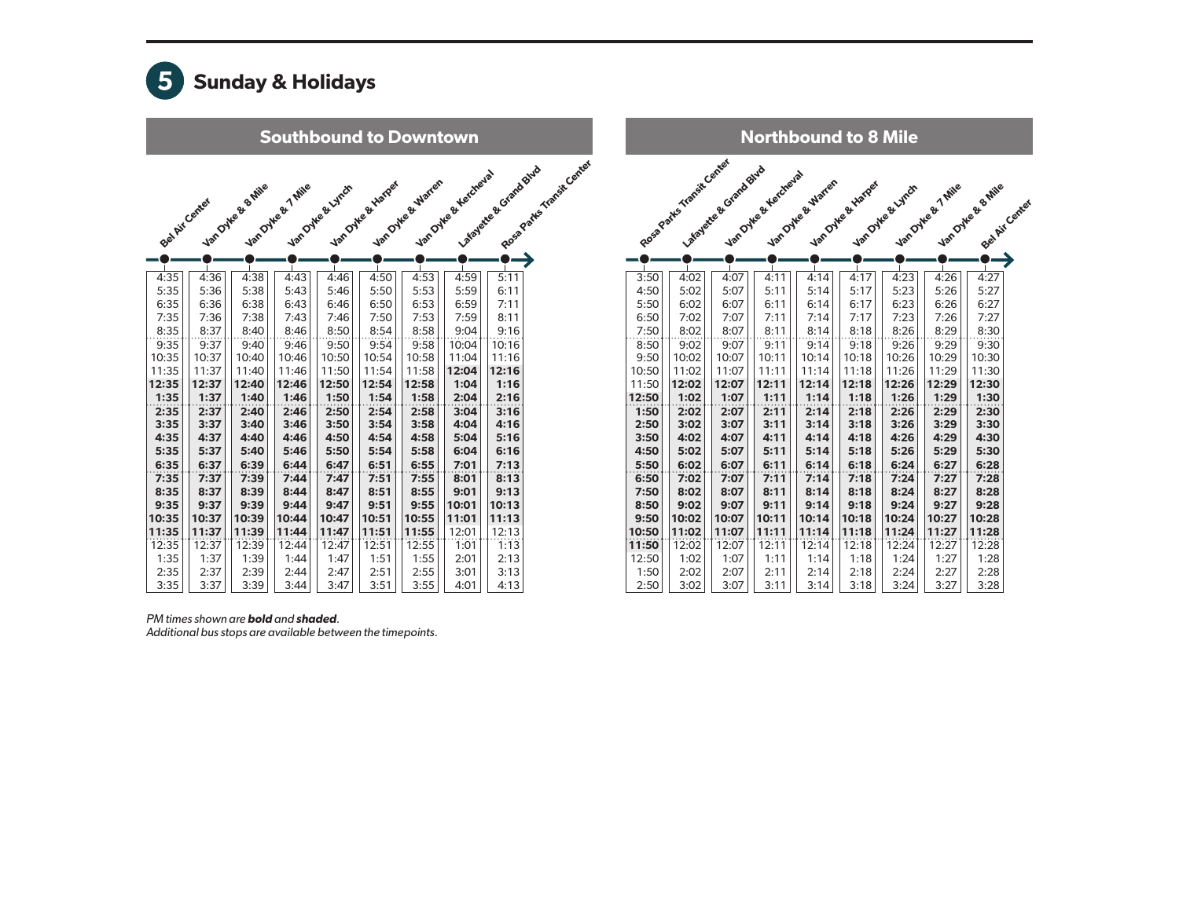## 5 Sunday & Holidays

### Southbound to Downtown

| Bel Air Center | Van Dyke & 8 Mile | Van Dyke & 7 Mile | Van Dyke & Lynch | Van Dyke & Harper | Van Dyke & Warren | Van Dyke & Kercheval | Lafayette & Grand Blvd | Rosa Parks Transit Center |
|---|---|---|---|---|---|---|---|---|
| 4:35 | 4:36 | 4:38 | 4:43 | 4:46 | 4:50 | 4:53 | 4:59 | 5:11 |
| 5:35 | 5:36 | 5:38 | 5:43 | 5:46 | 5:50 | 5:53 | 5:59 | 6:11 |
| 6:35 | 6:36 | 6:38 | 6:43 | 6:46 | 6:50 | 6:53 | 6:59 | 7:11 |
| 7:35 | 7:36 | 7:38 | 7:43 | 7:46 | 7:50 | 7:53 | 7:59 | 8:11 |
| 8:35 | 8:37 | 8:40 | 8:46 | 8:50 | 8:54 | 8:58 | 9:04 | 9:16 |
| 9:35 | 9:37 | 9:40 | 9:46 | 9:50 | 9:54 | 9:58 | 10:04 | 10:16 |
| 10:35 | 10:37 | 10:40 | 10:46 | 10:50 | 10:54 | 10:58 | 11:04 | 11:16 |
| 11:35 | 11:37 | 11:40 | 11:46 | 11:50 | 11:54 | 11:58 | **12:04** | **12:16** |
| **12:35** | **12:37** | **12:40** | **12:46** | **12:50** | **12:54** | **12:58** | **1:04** | **1:16** |
| **1:35** | **1:37** | **1:40** | **1:46** | **1:50** | **1:54** | **1:58** | **2:04** | **2:16** |
| **2:35** | **2:37** | **2:40** | **2:46** | **2:50** | **2:54** | **2:58** | **3:04** | **3:16** |
| **3:35** | **3:37** | **3:40** | **3:46** | **3:50** | **3:54** | **3:58** | **4:04** | **4:16** |
| **4:35** | **4:37** | **4:40** | **4:46** | **4:50** | **4:54** | **4:58** | **5:04** | **5:16** |
| **5:35** | **5:37** | **5:40** | **5:46** | **5:50** | **5:54** | **5:58** | **6:04** | **6:16** |
| **6:35** | **6:37** | **6:39** | **6:44** | **6:47** | **6:51** | **6:55** | **7:01** | **7:13** |
| **7:35** | **7:37** | **7:39** | **7:44** | **7:47** | **7:51** | **7:55** | **8:01** | **8:13** |
| **8:35** | **8:37** | **8:39** | **8:44** | **8:47** | **8:51** | **8:55** | **9:01** | **9:13** |
| **9:35** | **9:37** | **9:39** | **9:44** | **9:47** | **9:51** | **9:55** | **10:01** | **10:13** |
| **10:35** | **10:37** | **10:39** | **10:44** | **10:47** | **10:51** | **10:55** | **11:01** | **11:13** |
| **11:35** | **11:37** | **11:39** | **11:44** | **11:47** | **11:51** | **11:55** | 12:01 | 1:13 |
| 12:35 | 12:37 | 12:39 | 12:44 | 12:47 | 12:51 | 12:55 | 1:01 | 1:13 |
| 1:35 | 1:37 | 1:39 | 1:44 | 1:47 | 1:51 | 1:55 | 2:01 | 2:13 |
| 2:35 | 2:37 | 2:39 | 2:44 | 2:47 | 2:51 | 2:55 | 3:01 | 3:13 |
| 3:35 | 3:37 | 3:39 | 3:44 | 3:47 | 3:51 | 3:55 | 4:01 | 4:13 |

### Northbound to 8 Mile

| Rosa Parks Transit Center | Lafayette & Grand Blvd | Van Dyke & Kercheval | Van Dyke & Warren | Van Dyke & Harper | Van Dyke & Lynch | Van Dyke & 7 Mile | Van Dyke & 8 Mile | Bel Air Center |
|---|---|---|---|---|---|---|---|---|
| 3:50 | 4:02 | 4:07 | 4:11 | 4:14 | 4:17 | 4:23 | 4:26 | 4:27 |
| 4:50 | 5:02 | 5:07 | 5:11 | 5:14 | 5:17 | 5:23 | 5:26 | 5:27 |
| 5:50 | 6:02 | 6:07 | 6:11 | 6:14 | 6:17 | 6:23 | 6:26 | 6:27 |
| 6:50 | 7:02 | 7:07 | 7:11 | 7:14 | 7:17 | 7:23 | 7:26 | 7:27 |
| 7:50 | 8:02 | 8:07 | 8:11 | 8:14 | 8:18 | 8:26 | 8:29 | 8:30 |
| 8:50 | 9:02 | 9:07 | 9:11 | 9:14 | 9:18 | 9:26 | 9:29 | 9:30 |
| 9:50 | 10:02 | 10:07 | 10:11 | 10:14 | 10:18 | 10:26 | 10:29 | 10:30 |
| 10:50 | 11:02 | 11:07 | 11:11 | 11:14 | 11:18 | 11:26 | 11:29 | 11:30 |
| 11:50 | **12:02** | **12:07** | **12:11** | **12:14** | **12:18** | **12:26** | **12:29** | **12:30** |
| **12:50** | **1:02** | **1:07** | **1:11** | **1:14** | **1:18** | **1:26** | **1:29** | **1:30** |
| **1:50** | **2:02** | **2:07** | **2:11** | **2:14** | **2:18** | **2:26** | **2:29** | **2:30** |
| **2:50** | **3:02** | **3:07** | **3:11** | **3:14** | **3:18** | **3:26** | **3:29** | **3:30** |
| **3:50** | **4:02** | **4:07** | **4:11** | **4:14** | **4:18** | **4:26** | **4:29** | **4:30** |
| **4:50** | **5:02** | **5:07** | **5:11** | **5:14** | **5:18** | **5:26** | **5:29** | **5:30** |
| **5:50** | **6:02** | **6:07** | **6:11** | **6:14** | **6:18** | **6:24** | **6:27** | **6:28** |
| **6:50** | **7:02** | **7:07** | **7:11** | **7:14** | **7:18** | **7:24** | **7:27** | **7:28** |
| **7:50** | **8:02** | **8:07** | **8:11** | **8:14** | **8:18** | **8:24** | **8:27** | **8:28** |
| **8:50** | **9:02** | **9:07** | **9:11** | **9:14** | **9:18** | **9:24** | **9:27** | **9:28** |
| **9:50** | **10:02** | **10:07** | **10:11** | **10:14** | **10:18** | **10:24** | **10:27** | **10:28** |
| **10:50** | **11:02** | **11:07** | **11:11** | **11:14** | **11:18** | **11:24** | **11:27** | **11:28** |
| **11:50** | 12:02 | 12:07 | 12:11 | 12:14 | 12:18 | 12:24 | 12:27 | 12:28 |
| 12:50 | 1:02 | 1:07 | 1:11 | 1:14 | 1:18 | 1:24 | 1:27 | 1:28 |
| 1:50 | 2:02 | 2:07 | 2:11 | 2:14 | 2:18 | 2:24 | 2:27 | 2:28 |
| 2:50 | 3:02 | 3:07 | 3:11 | 3:14 | 3:18 | 3:24 | 3:27 | 3:28 |

*PM times shown are **bold** and **shaded**.*
*Additional bus stops are available between the timepoints.*